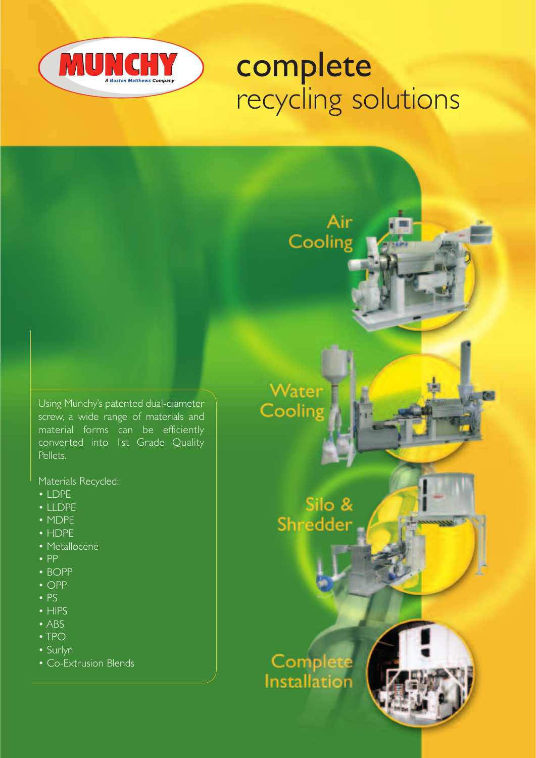MUNCHY
A Boston Matthews Company

# complete recycling solutions

Air Cooling

Water Cooling

Silo & Shredder

Complete Installation

Using Munchy's patented dual-diameter screw, a wide range of materials and material forms can be efficiently converted into 1st Grade Quality Pellets.

Materials Recycled:

- LDPE
- LLDPE
- MDPE
- HDPE
- Metallocene
- PP
- BOPP
- OPP
- PS
- HIPS
- ABS
- TPO
- Surlyn
- Co-Extrusion Blends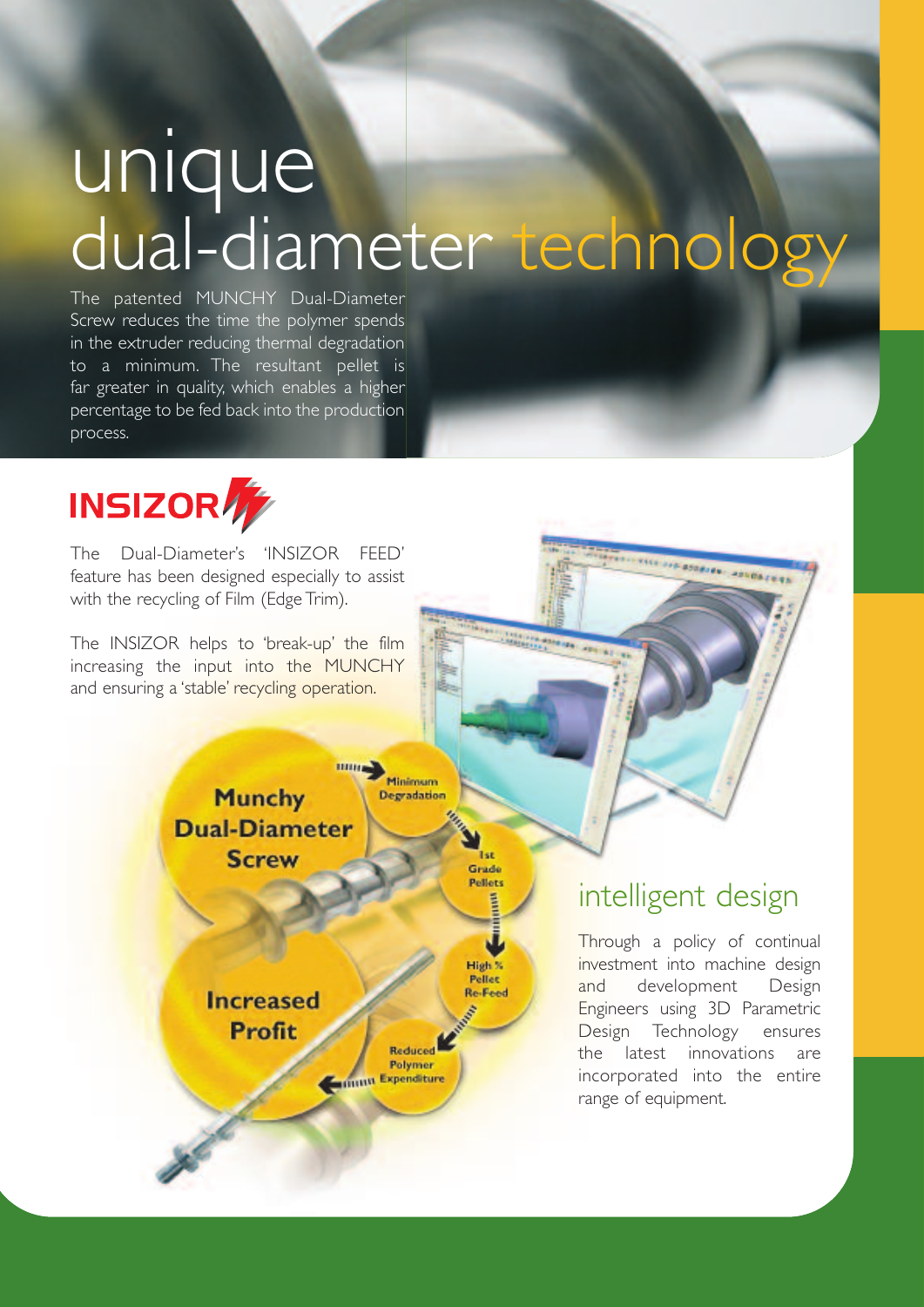# unique dual-diameter technology

The patented MUNCHY Dual-Diameter Screw reduces the time the polymer spends in the extruder reducing thermal degradation to a minimum. The resultant pellet is far greater in quality, which enables a higher percentage to be fed back into the production process.

## INSIZOR

The Dual-Diameter's 'INSIZOR FEED' feature has been designed especially to assist with the recycling of Film (Edge Trim).

The INSIZOR helps to 'break-up' the film increasing the input into the MUNCHY and ensuring a 'stable' recycling operation.

Munchy Dual-Diameter Screw

Minimum Degradation

1st Grade Pellets

High % Pellet Re-Feed

Reduced Polymer Expenditure

Increased Profit

## intelligent design

Through a policy of continual investment into machine design and development Design Engineers using 3D Parametric Design Technology ensures the latest innovations are incorporated into the entire range of equipment.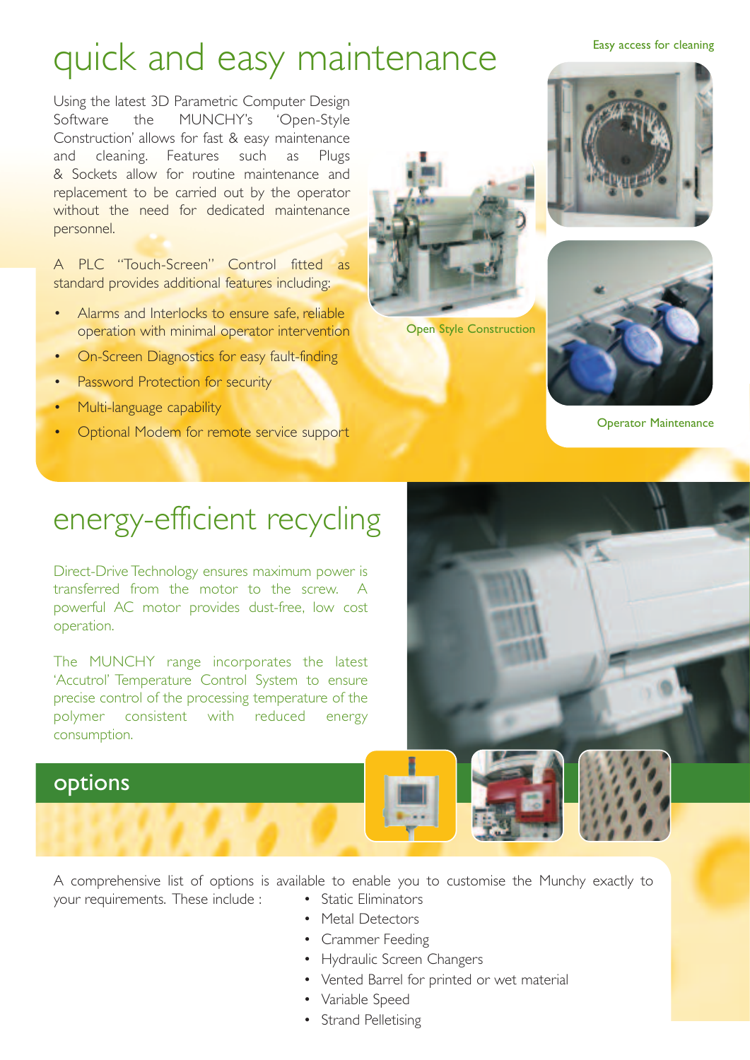# quick and easy maintenance

Using the latest 3D Parametric Computer Design Software the MUNCHY's 'Open-Style Construction' allows for fast & easy maintenance and cleaning. Features such as Plugs & Sockets allow for routine maintenance and replacement to be carried out by the operator without the need for dedicated maintenance personnel.

A PLC "Touch-Screen" Control fitted as standard provides additional features including:

- Alarms and Interlocks to ensure safe, reliable operation with minimal operator intervention
- On-Screen Diagnostics for easy fault-finding
- Password Protection for security
- Multi-language capability
- Optional Modem for remote service support

Easy access for cleaning

Open Style Construction

Operator Maintenance

# energy-efficient recycling

Direct-Drive Technology ensures maximum power is transferred from the motor to the screw. A powerful AC motor provides dust-free, low cost operation.

The MUNCHY range incorporates the latest 'Accutrol' Temperature Control System to ensure precise control of the processing temperature of the polymer consistent with reduced energy consumption.

## options

A comprehensive list of options is available to enable you to customise the Munchy exactly to your requirements. These include :

- Static Eliminators
- Metal Detectors
- Crammer Feeding
- Hydraulic Screen Changers
- Vented Barrel for printed or wet material
- Variable Speed
- Strand Pelletising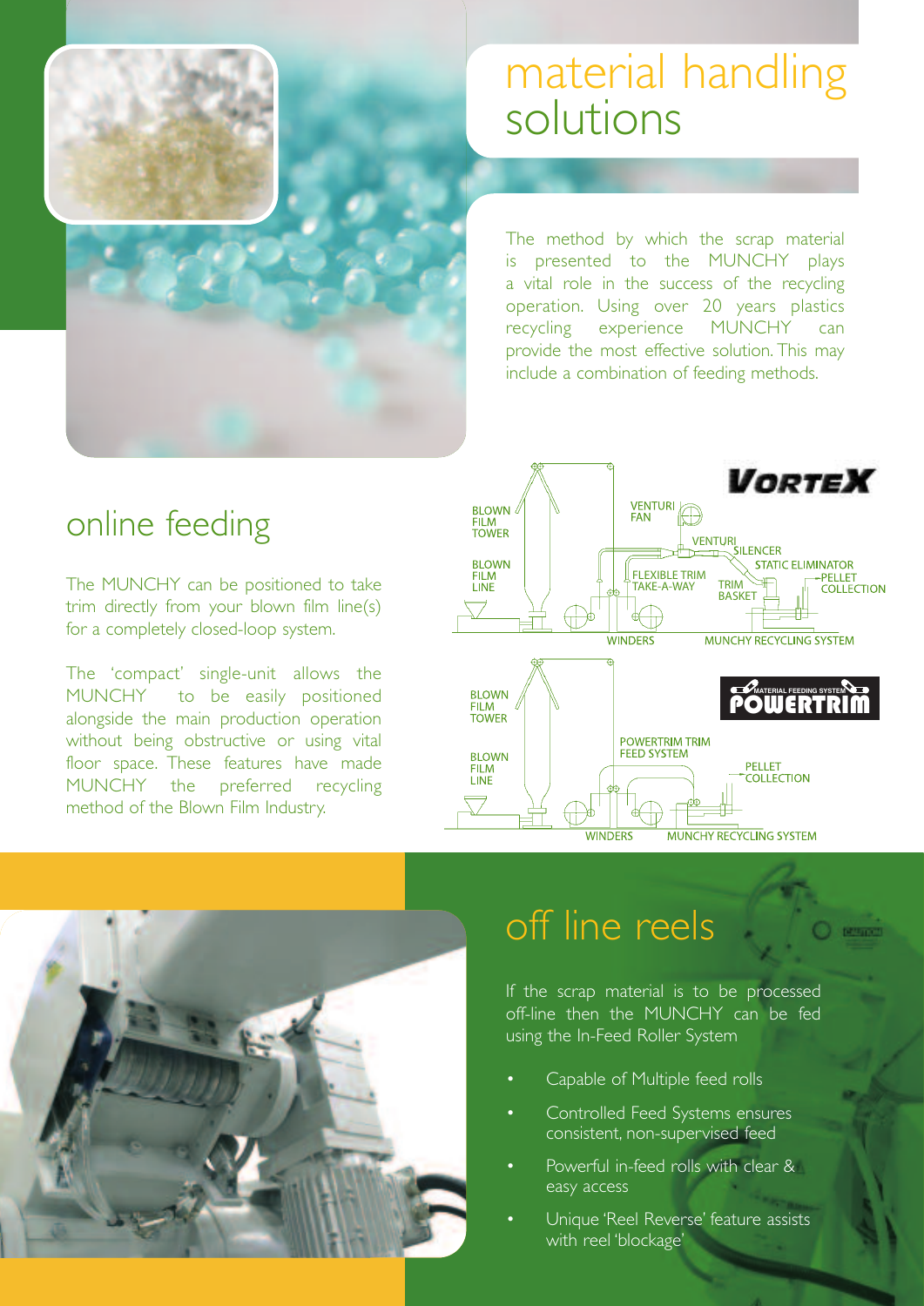# material handling solutions

The method by which the scrap material is presented to the MUNCHY plays a vital role in the success of the recycling operation. Using over 20 years plastics recycling experience MUNCHY can provide the most effective solution. This may include a combination of feeding methods.

## online feeding

The MUNCHY can be positioned to take trim directly from your blown film line(s) for a completely closed-loop system.

The 'compact' single-unit allows the MUNCHY to be easily positioned alongside the main production operation without being obstructive or using vital floor space. These features have made MUNCHY the preferred recycling method of the Blown Film Industry.

VORTEX

BLOWN FILM TOWER
BLOWN FILM LINE
VENTURI FAN
VENTURI
SILENCER
STATIC ELIMINATOR
FLEXIBLE TRIM TAKE-A-WAY
TRIM BASKET
PELLET COLLECTION
WINDERS
MUNCHY RECYCLING SYSTEM

MATERIAL FEEDING SYSTEM POWERTRIM

BLOWN FILM TOWER
BLOWN FILM LINE
POWERTRIM TRIM FEED SYSTEM
PELLET COLLECTION
WINDERS
MUNCHY RECYCLING SYSTEM

## off line reels

If the scrap material is to be processed off-line then the MUNCHY can be fed using the In-Feed Roller System

- Capable of Multiple feed rolls
- Controlled Feed Systems ensures consistent, non-supervised feed
- Powerful in-feed rolls with clear & easy access
- Unique 'Reel Reverse' feature assists with reel 'blockage'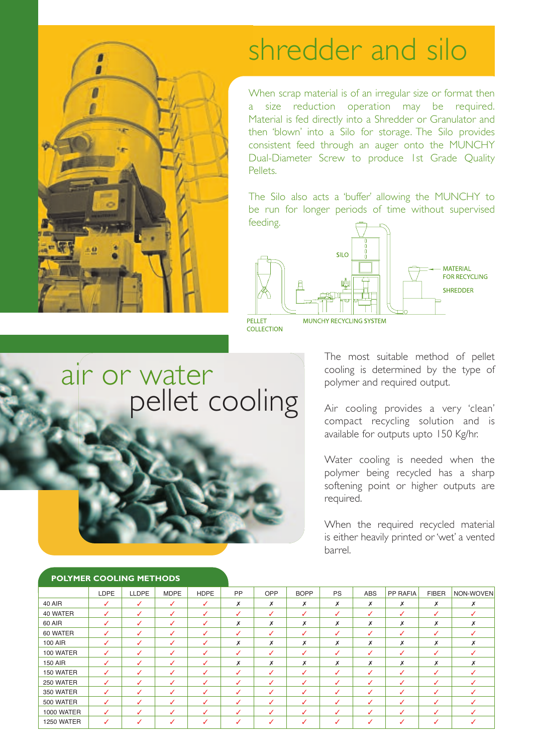# shredder and silo

When scrap material is of an irregular size or format then a size reduction operation may be required. Material is fed directly into a Shredder or Granulator and then 'blown' into a Silo for storage. The Silo provides consistent feed through an auger onto the MUNCHY Dual-Diameter Screw to produce 1st Grade Quality Pellets.

The Silo also acts a 'buffer' allowing the MUNCHY to be run for longer periods of time without supervised feeding.

SILO

MATERIAL FOR RECYCLING

SHREDDER

PELLET COLLECTION

MUNCHY RECYCLING SYSTEM

# air or water pellet cooling

The most suitable method of pellet cooling is determined by the type of polymer and required output.

Air cooling provides a very 'clean' compact recycling solution and is available for outputs upto 150 Kg/hr.

Water cooling is needed when the polymer being recycled has a sharp softening point or higher outputs are required.

When the required recycled material is either heavily printed or 'wet' a vented barrel.

## POLYMER COOLING METHODS

| | LDPE | LLDPE | MDPE | HDPE | PP | OPP | BOPP | PS | ABS | PP RAFIA | FIBER | NON-WOVEN |
|---|---|---|---|---|---|---|---|---|---|---|---|---|
| 40 AIR | ✓ | ✓ | ✓ | ✓ | ✗ | ✗ | ✗ | ✗ | ✗ | ✗ | ✗ | ✗ |
| 40 WATER | ✓ | ✓ | ✓ | ✓ | ✓ | ✓ | ✓ | ✓ | ✓ | ✓ | ✓ | ✓ |
| 60 AIR | ✓ | ✓ | ✓ | ✓ | ✗ | ✗ | ✗ | ✗ | ✗ | ✗ | ✗ | ✗ |
| 60 WATER | ✓ | ✓ | ✓ | ✓ | ✓ | ✓ | ✓ | ✓ | ✓ | ✓ | ✓ | ✓ |
| 100 AIR | ✓ | ✓ | ✓ | ✓ | ✗ | ✗ | ✗ | ✗ | ✗ | ✗ | ✗ | ✗ |
| 100 WATER | ✓ | ✓ | ✓ | ✓ | ✓ | ✓ | ✓ | ✓ | ✓ | ✓ | ✓ | ✓ |
| 150 AIR | ✓ | ✓ | ✓ | ✓ | ✗ | ✗ | ✗ | ✗ | ✗ | ✗ | ✗ | ✗ |
| 150 WATER | ✓ | ✓ | ✓ | ✓ | ✓ | ✓ | ✓ | ✓ | ✓ | ✓ | ✓ | ✓ |
| 250 WATER | ✓ | ✓ | ✓ | ✓ | ✓ | ✓ | ✓ | ✓ | ✓ | ✓ | ✓ | ✓ |
| 350 WATER | ✓ | ✓ | ✓ | ✓ | ✓ | ✓ | ✓ | ✓ | ✓ | ✓ | ✓ | ✓ |
| 500 WATER | ✓ | ✓ | ✓ | ✓ | ✓ | ✓ | ✓ | ✓ | ✓ | ✓ | ✓ | ✓ |
| 1000 WATER | ✓ | ✓ | ✓ | ✓ | ✓ | ✓ | ✓ | ✓ | ✓ | ✓ | ✓ | ✓ |
| 1250 WATER | ✓ | ✓ | ✓ | ✓ | ✓ | ✓ | ✓ | ✓ | ✓ | ✓ | ✓ | ✓ |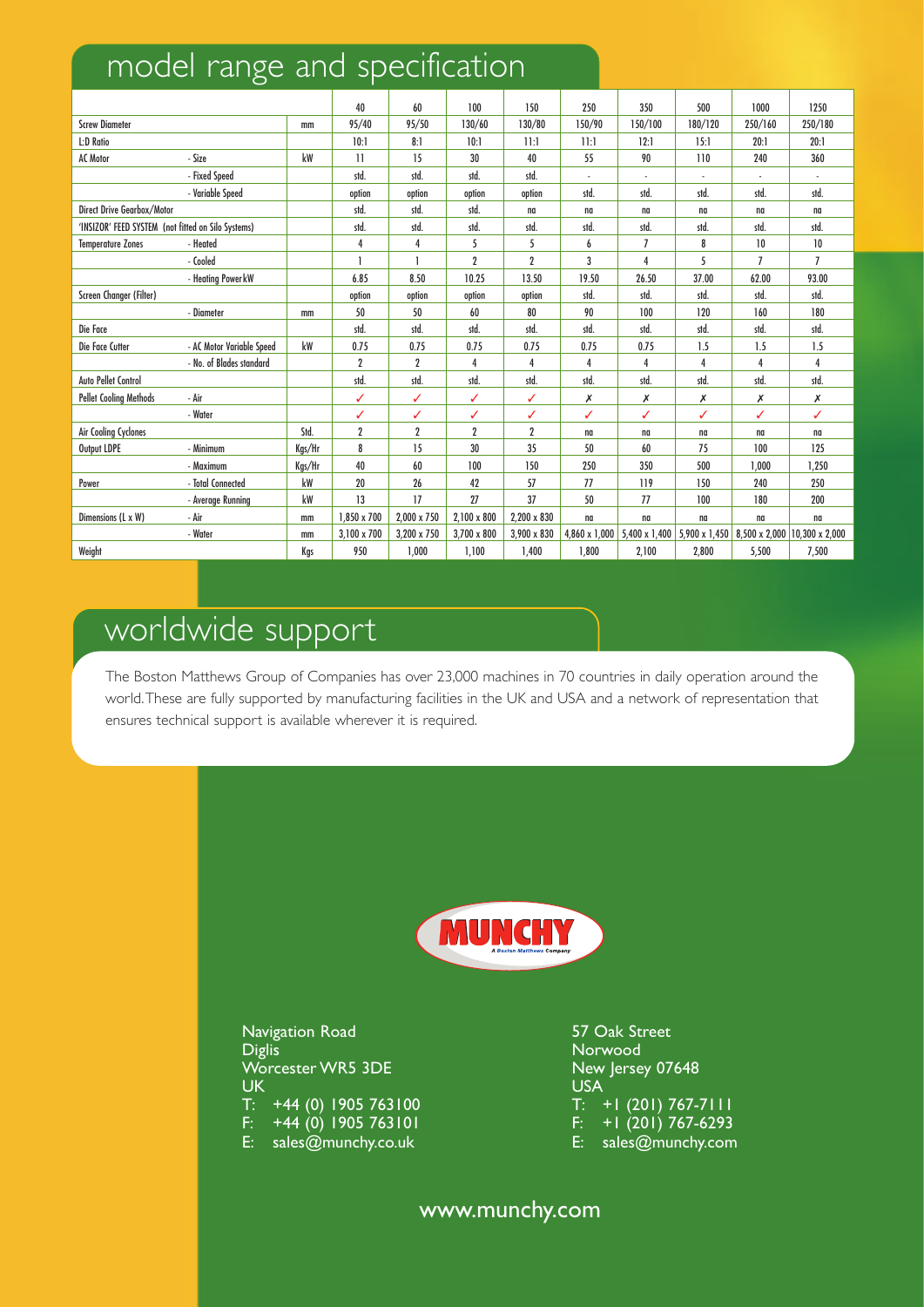## model range and specification

| | | | 40 | 60 | 100 | 150 | 250 | 350 | 500 | 1000 | 1250 |
|---|---|---|---|---|---|---|---|---|---|---|---|
| Screw Diameter | | mm | 95/40 | 95/50 | 130/60 | 130/80 | 150/90 | 150/100 | 180/120 | 250/160 | 250/180 |
| L:D Ratio | | | 10:1 | 8:1 | 10:1 | 11:1 | 11:1 | 12:1 | 15:1 | 20:1 | 20:1 |
| AC Motor | - Size | kW | 11 | 15 | 30 | 40 | 55 | 90 | 110 | 240 | 360 |
| | - Fixed Speed | | std. | std. | std. | std. | - | - | - | - | - |
| | - Variable Speed | | option | option | option | option | std. | std. | std. | std. | std. |
| Direct Drive Gearbox/Motor | | | std. | std. | std. | na | na | na | na | na | na |
| 'INSIZOR' FEED SYSTEM (not fitted on Silo Systems) | | | std. | std. | std. | std. | std. | std. | std. | std. | std. |
| Temperature Zones | - Heated | | 4 | 4 | 5 | 5 | 6 | 7 | 8 | 10 | 10 |
| | - Cooled | | 1 | 1 | 2 | 2 | 3 | 4 | 5 | 7 | 7 |
| | - Heating Power kW | | 6.85 | 8.50 | 10.25 | 13.50 | 19.50 | 26.50 | 37.00 | 62.00 | 93.00 |
| Screen Changer (Filter) | | | option | option | option | option | std. | std. | std. | std. | std. |
| | - Diameter | mm | 50 | 50 | 60 | 80 | 90 | 100 | 120 | 160 | 180 |
| Die Face | | | std. | std. | std. | std. | std. | std. | std. | std. | std. |
| Die Face Cutter | - AC Motor Variable Speed | kW | 0.75 | 0.75 | 0.75 | 0.75 | 0.75 | 0.75 | 1.5 | 1.5 | 1.5 |
| | - No. of Blades standard | | 2 | 2 | 4 | 4 | 4 | 4 | 4 | 4 | 4 |
| Auto Pellet Control | | | std. | std. | std. | std. | std. | std. | std. | std. | std. |
| Pellet Cooling Methods | - Air | | ✓ | ✓ | ✓ | ✓ | ✗ | ✗ | ✗ | ✗ | ✗ |
| | - Water | | ✓ | ✓ | ✓ | ✓ | ✓ | ✓ | ✓ | ✓ | ✓ |
| Air Cooling Cyclones | | Std. | 2 | 2 | 2 | 2 | na | na | na | na | na |
| Output LDPE | - Minimum | Kgs/Hr | 8 | 15 | 30 | 35 | 50 | 60 | 75 | 100 | 125 |
| | - Maximum | Kgs/Hr | 40 | 60 | 100 | 150 | 250 | 350 | 500 | 1,000 | 1,250 |
| Power | - Total Connected | kW | 20 | 26 | 42 | 57 | 77 | 119 | 150 | 240 | 250 |
| | - Average Running | kW | 13 | 17 | 27 | 37 | 50 | 77 | 100 | 180 | 200 |
| Dimensions (L x W) | - Air | mm | 1,850 x 700 | 2,000 x 750 | 2,100 x 800 | 2,200 x 830 | na | na | na | na | na |
| | - Water | mm | 3,100 x 700 | 3,200 x 750 | 3,700 x 800 | 3,900 x 830 | 4,860 x 1,000 | 5,400 x 1,400 | 5,900 x 1,450 | 8,500 x 2,000 | 10,300 x 2,000 |
| Weight | | Kgs | 950 | 1,000 | 1,100 | 1,400 | 1,800 | 2,100 | 2,800 | 5,500 | 7,500 |

## worldwide support

The Boston Matthews Group of Companies has over 23,000 machines in 70 countries in daily operation around the world. These are fully supported by manufacturing facilities in the UK and USA and a network of representation that ensures technical support is available wherever it is required.

MUNCHY
A Boston Matthews Company

Navigation Road
Diglis
Worcester WR5 3DE
UK
T: +44 (0) 1905 763100
F: +44 (0) 1905 763101
E: sales@munchy.co.uk

57 Oak Street
Norwood
New Jersey 07648
USA
T: +1 (201) 767-7111
F: +1 (201) 767-6293
E: sales@munchy.com

www.munchy.com